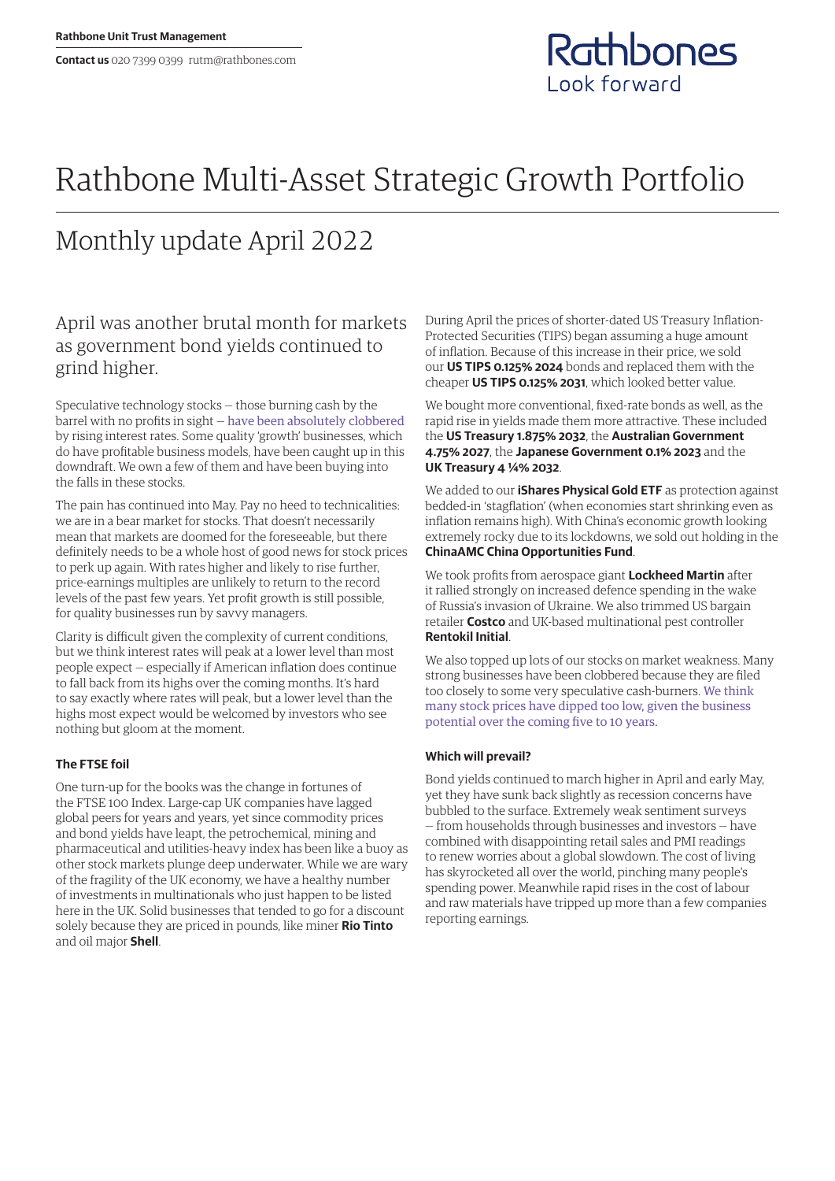Rathbone Unit Trust Management

**Contact us** 020 7399 0399 rutm@rathbones.com

# Rathbone Multi-Asset Strategic Growth Portfolio

## Monthly update April 2022

### April was another brutal month for markets as government bond yields continued to grind higher.

Speculative technology stocks — those burning cash by the barrel with no profits in sight — have been absolutely clobbered by rising interest rates. Some quality 'growth' businesses, which do have profitable business models, have been caught up in this downdraft. We own a few of them and have been buying into the falls in these stocks.

The pain has continued into May. Pay no heed to technicalities: we are in a bear market for stocks. That doesn't necessarily mean that markets are doomed for the foreseeable, but there definitely needs to be a whole host of good news for stock prices to perk up again. With rates higher and likely to rise further, price-earnings multiples are unlikely to return to the record levels of the past few years. Yet profit growth is still possible, for quality businesses run by savvy managers.

Clarity is difficult given the complexity of current conditions, but we think interest rates will peak at a lower level than most people expect — especially if American inflation does continue to fall back from its highs over the coming months. It's hard to say exactly where rates will peak, but a lower level than the highs most expect would be welcomed by investors who see nothing but gloom at the moment.

#### The FTSE foil

One turn-up for the books was the change in fortunes of the FTSE 100 Index. Large-cap UK companies have lagged global peers for years and years, yet since commodity prices and bond yields have leapt, the petrochemical, mining and pharmaceutical and utilities-heavy index has been like a buoy as other stock markets plunge deep underwater. While we are wary of the fragility of the UK economy, we have a healthy number of investments in multinationals who just happen to be listed here in the UK. Solid businesses that tended to go for a discount solely because they are priced in pounds, like miner **Rio Tinto** and oil major **Shell**.

During April the prices of shorter-dated US Treasury Inflation-Protected Securities (TIPS) began assuming a huge amount of inflation. Because of this increase in their price, we sold our **US TIPS 0.125% 2024** bonds and replaced them with the cheaper **US TIPS 0.125% 2031**, which looked better value.

We bought more conventional, fixed-rate bonds as well, as the rapid rise in yields made them more attractive. These included the **US Treasury 1.875% 2032**, the **Australian Government 4.75% 2027**, the **Japanese Government 0.1% 2023** and the **UK Treasury 4 ¼% 2032**.

We added to our **iShares Physical Gold ETF** as protection against bedded-in 'stagflation' (when economies start shrinking even as inflation remains high). With China's economic growth looking extremely rocky due to its lockdowns, we sold out holding in the **ChinaAMC China Opportunities Fund**.

We took profits from aerospace giant **Lockheed Martin** after it rallied strongly on increased defence spending in the wake of Russia's invasion of Ukraine. We also trimmed US bargain retailer **Costco** and UK-based multinational pest controller **Rentokil Initial**.

We also topped up lots of our stocks on market weakness. Many strong businesses have been clobbered because they are filed too closely to some very speculative cash-burners. We think many stock prices have dipped too low, given the business potential over the coming five to 10 years.

#### Which will prevail?

Bond yields continued to march higher in April and early May, yet they have sunk back slightly as recession concerns have bubbled to the surface. Extremely weak sentiment surveys — from households through businesses and investors — have combined with disappointing retail sales and PMI readings to renew worries about a global slowdown. The cost of living has skyrocketed all over the world, pinching many people's spending power. Meanwhile rapid rises in the cost of labour and raw materials have tripped up more than a few companies reporting earnings.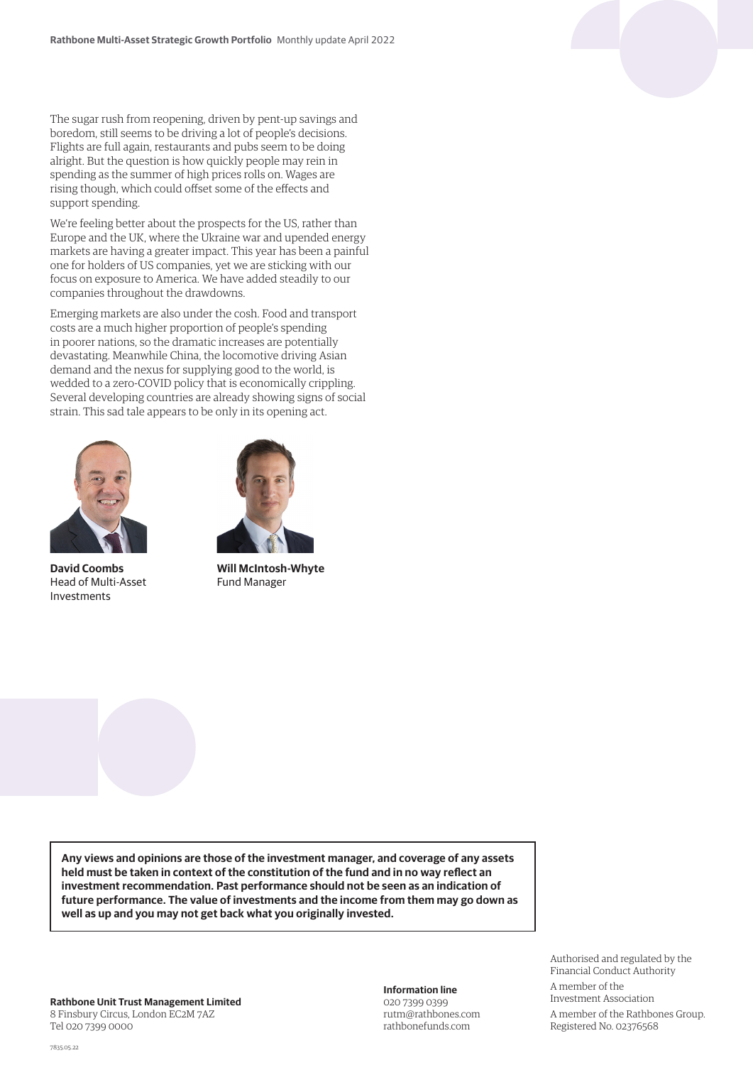The sugar rush from reopening, driven by pent-up savings and boredom, still seems to be driving a lot of people's decisions. Flights are full again, restaurants and pubs seem to be doing alright. But the question is how quickly people may rein in spending as the summer of high prices rolls on. Wages are rising though, which could offset some of the effects and support spending.

We're feeling better about the prospects for the US, rather than Europe and the UK, where the Ukraine war and upended energy markets are having a greater impact. This year has been a painful one for holders of US companies, yet we are sticking with our focus on exposure to America. We have added steadily to our companies throughout the drawdowns.

Emerging markets are also under the cosh. Food and transport costs are a much higher proportion of people's spending in poorer nations, so the dramatic increases are potentially devastating. Meanwhile China, the locomotive driving Asian demand and the nexus for supplying good to the world, is wedded to a zero-COVID policy that is economically crippling. Several developing countries are already showing signs of social strain. This sad tale appears to be only in its opening act.

**David Coombs**
Head of Multi-Asset Investments

**Will McIntosh-Whyte**
Fund Manager

**Any views and opinions are those of the investment manager, and coverage of any assets held must be taken in context of the constitution of the fund and in no way reflect an investment recommendation. Past performance should not be seen as an indication of future performance. The value of investments and the income from them may go down as well as up and you may not get back what you originally invested.**

**Rathbone Unit Trust Management Limited**
8 Finsbury Circus, London EC2M 7AZ
Tel 020 7399 0000

**Information line**
020 7399 0399
rutm@rathbones.com
rathbonefunds.com

Authorised and regulated by the Financial Conduct Authority
A member of the Investment Association
A member of the Rathbones Group. Registered No. 02376568

7835.05.22